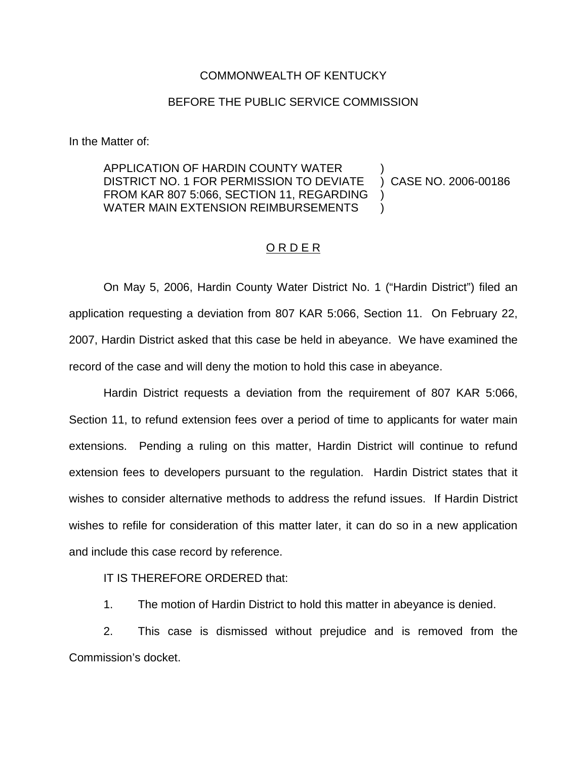COMMONWEALTH OF KENTUCKY

BEFORE THE PUBLIC SERVICE COMMISSION

In the Matter of:

APPLICATION OF HARDIN COUNTY WATER DISTRICT NO. 1 FOR PERMISSION TO DEVIATE FROM KAR 807 5:066, SECTION 11, REGARDING WATER MAIN EXTENSION REIMBURSEMENTS ) CASE NO. 2006-00186

## ORDER

On May 5, 2006, Hardin County Water District No. 1 ("Hardin District") filed an application requesting a deviation from 807 KAR 5:066, Section 11. On February 22, 2007, Hardin District asked that this case be held in abeyance. We have examined the record of the case and will deny the motion to hold this case in abeyance.

Hardin District requests a deviation from the requirement of 807 KAR 5:066, Section 11, to refund extension fees over a period of time to applicants for water main extensions. Pending a ruling on this matter, Hardin District will continue to refund extension fees to developers pursuant to the regulation. Hardin District states that it wishes to consider alternative methods to address the refund issues. If Hardin District wishes to refile for consideration of this matter later, it can do so in a new application and include this case record by reference.

IT IS THEREFORE ORDERED that:

1. The motion of Hardin District to hold this matter in abeyance is denied.

2. This case is dismissed without prejudice and is removed from the Commission's docket.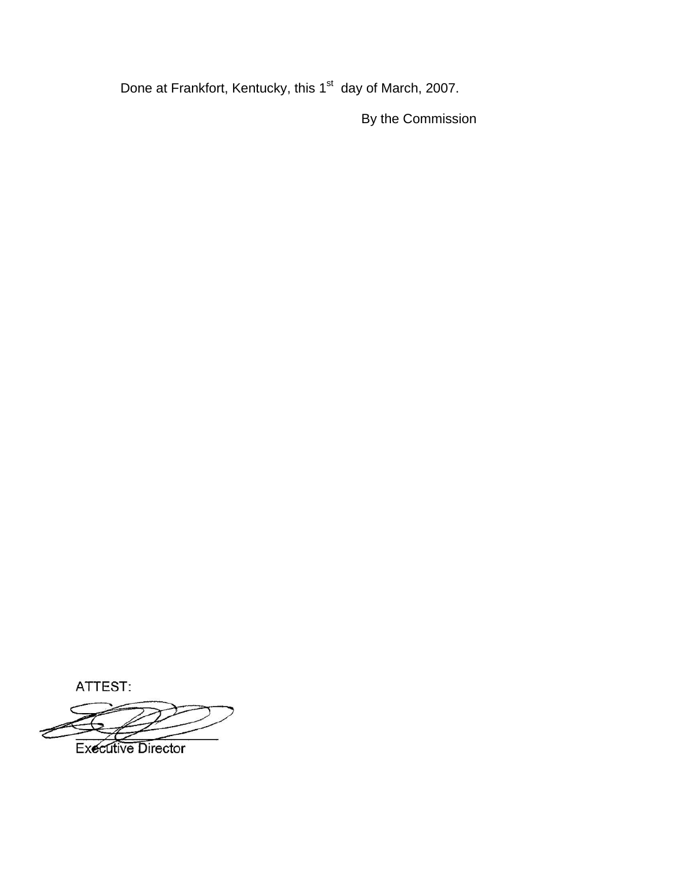Done at Frankfort, Kentucky, this 1st day of March, 2007.

By the Commission

ATTEST:

Executive Director